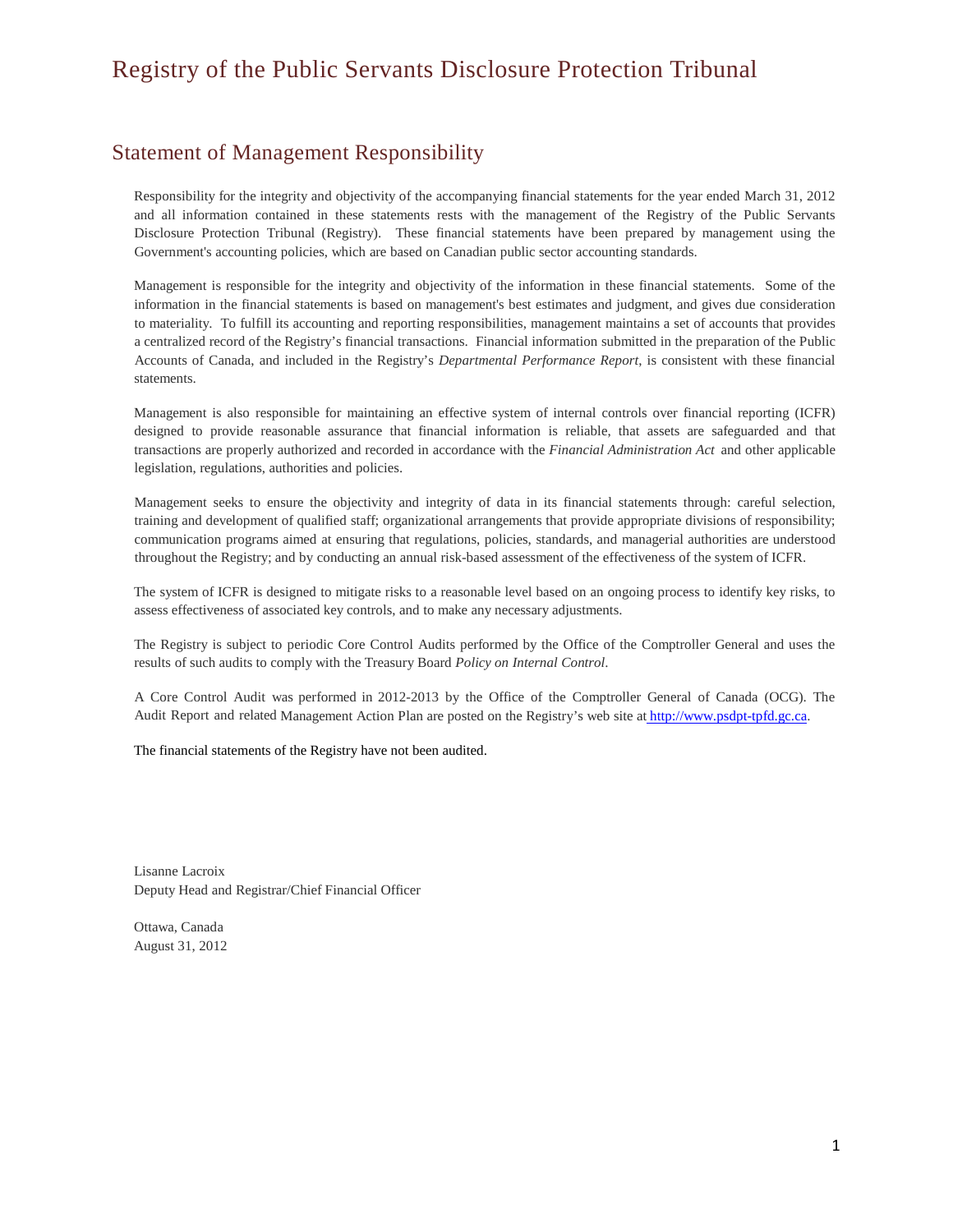# Registry of the Public Servants Disclosure Protection Tribunal

## Statement of Management Responsibility

Responsibility for the integrity and objectivity of the accompanying financial statements for the year ended March 31, 2012 and all information contained in these statements rests with the management of the Registry of the Public Servants Disclosure Protection Tribunal (Registry). These financial statements have been prepared by management using the Government's accounting policies, which are based on Canadian public sector accounting standards.

Management is responsible for the integrity and objectivity of the information in these financial statements. Some of the information in the financial statements is based on management's best estimates and judgment, and gives due consideration to materiality. To fulfill its accounting and reporting responsibilities, management maintains a set of accounts that provides a centralized record of the Registry's financial transactions. Financial information submitted in the preparation of the Public Accounts of Canada, and included in the Registry's *Departmental Performance Report*, is consistent with these financial statements.

Management is also responsible for maintaining an effective system of internal controls over financial reporting (ICFR) designed to provide reasonable assurance that financial information is reliable, that assets are safeguarded and that transactions are properly authorized and recorded in accordance with the *Financial Administration Act* and other applicable legislation, regulations, authorities and policies.

Management seeks to ensure the objectivity and integrity of data in its financial statements through: careful selection, training and development of qualified staff; organizational arrangements that provide appropriate divisions of responsibility; communication programs aimed at ensuring that regulations, policies, standards, and managerial authorities are understood throughout the Registry; and by conducting an annual risk-based assessment of the effectiveness of the system of ICFR.

The system of ICFR is designed to mitigate risks to a reasonable level based on an ongoing process to identify key risks, to assess effectiveness of associated key controls, and to make any necessary adjustments.

The Registry is subject to periodic Core Control Audits performed by the Office of the Comptroller General and uses the results of such audits to comply with the Treasury Board *Policy on Internal Control*.

A Core Control Audit was performed in 2012-2013 by the Office of the Comptroller General of Canada (OCG). The Audit Report and related Management Action Plan are posted on the Registry's web site at http://www.psdpt-tpfd.gc.ca.

The financial statements of the Registry have not been audited.

Lisanne Lacroix
Deputy Head and Registrar/Chief Financial Officer

Ottawa, Canada
August 31, 2012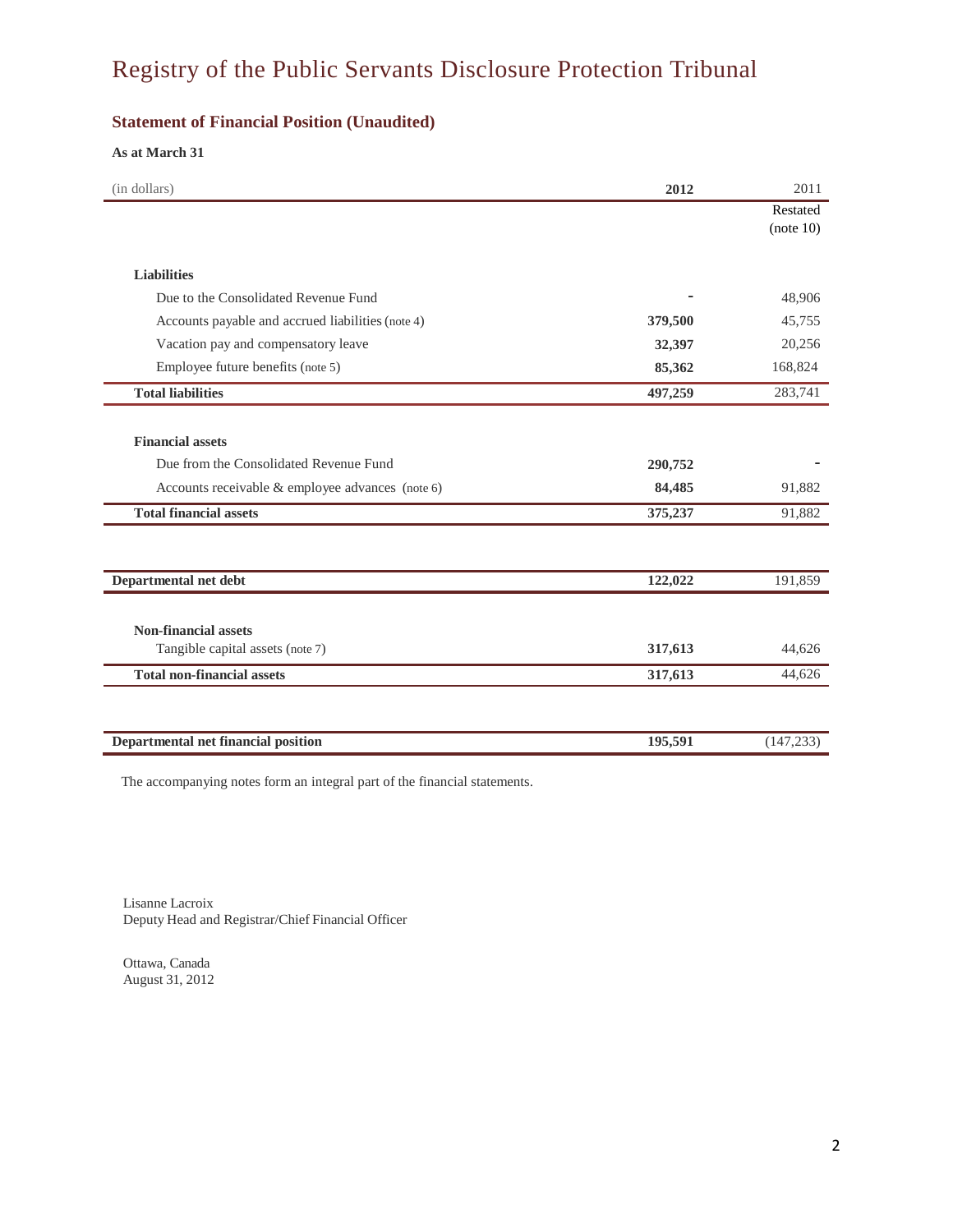# Registry of the Public Servants Disclosure Protection Tribunal

## Statement of Financial Position (Unaudited)

**As at March 31**

| (in dollars) | **2012** | 2011 Restated (note 10) |
|---|---|---|
| **Liabilities** | | |
| Due to the Consolidated Revenue Fund | - | 48,906 |
| Accounts payable and accrued liabilities (note 4) | **379,500** | 45,755 |
| Vacation pay and compensatory leave | **32,397** | 20,256 |
| Employee future benefits (note 5) | **85,362** | 168,824 |
| **Total liabilities** | **497,259** | 283,741 |
| **Financial assets** | | |
| Due from the Consolidated Revenue Fund | **290,752** | - |
| Accounts receivable & employee advances (note 6) | **84,485** | 91,882 |
| **Total financial assets** | **375,237** | 91,882 |
| **Departmental net debt** | **122,022** | 191,859 |
| **Non-financial assets** | | |
| Tangible capital assets (note 7) | **317,613** | 44,626 |
| **Total non-financial assets** | **317,613** | 44,626 |
| **Departmental net financial position** | **195,591** | (147,233) |

The accompanying notes form an integral part of the financial statements.

Lisanne Lacroix
Deputy Head and Registrar/Chief Financial Officer

Ottawa, Canada
August 31, 2012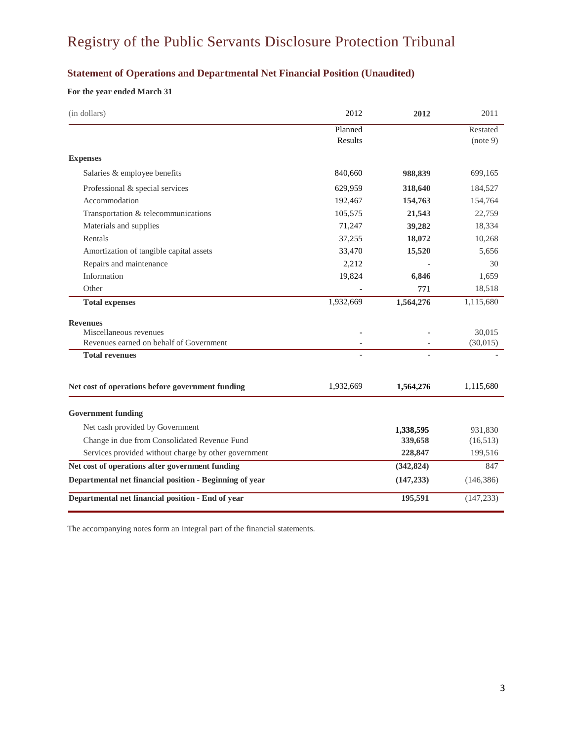# Registry of the Public Servants Disclosure Protection Tribunal

## Statement of Operations and Departmental Net Financial Position (Unaudited)

**For the year ended March 31**

| (in dollars) | 2012 Planned Results | **2012** | 2011 Restated (note 9) |
|---|---|---|---|
| **Expenses** | | | |
| Salaries & employee benefits | 840,660 | **988,839** | 699,165 |
| Professional & special services | 629,959 | **318,640** | 184,527 |
| Accommodation | 192,467 | **154,763** | 154,764 |
| Transportation & telecommunications | 105,575 | **21,543** | 22,759 |
| Materials and supplies | 71,247 | **39,282** | 18,334 |
| Rentals | 37,255 | **18,072** | 10,268 |
| Amortization of tangible capital assets | 33,470 | **15,520** | 5,656 |
| Repairs and maintenance | 2,212 | - | 30 |
| Information | 19,824 | **6,846** | 1,659 |
| Other | - | **771** | 18,518 |
| **Total expenses** | 1,932,669 | **1,564,276** | 1,115,680 |
| **Revenues** | | | |
| Miscellaneous revenues | - | - | 30,015 |
| Revenues earned on behalf of Government | - | - | (30,015) |
| **Total revenues** | - | - | - |
| **Net cost of operations before government funding** | 1,932,669 | **1,564,276** | 1,115,680 |
| **Government funding** | | | |
| Net cash provided by Government | | **1,338,595** | 931,830 |
| Change in due from Consolidated Revenue Fund | | **339,658** | (16,513) |
| Services provided without charge by other government | | **228,847** | 199,516 |
| **Net cost of operations after government funding** | | **(342,824)** | 847 |
| **Departmental net financial position - Beginning of year** | | **(147,233)** | (146,386) |
| **Departmental net financial position - End of year** | | **195,591** | (147,233) |

The accompanying notes form an integral part of the financial statements.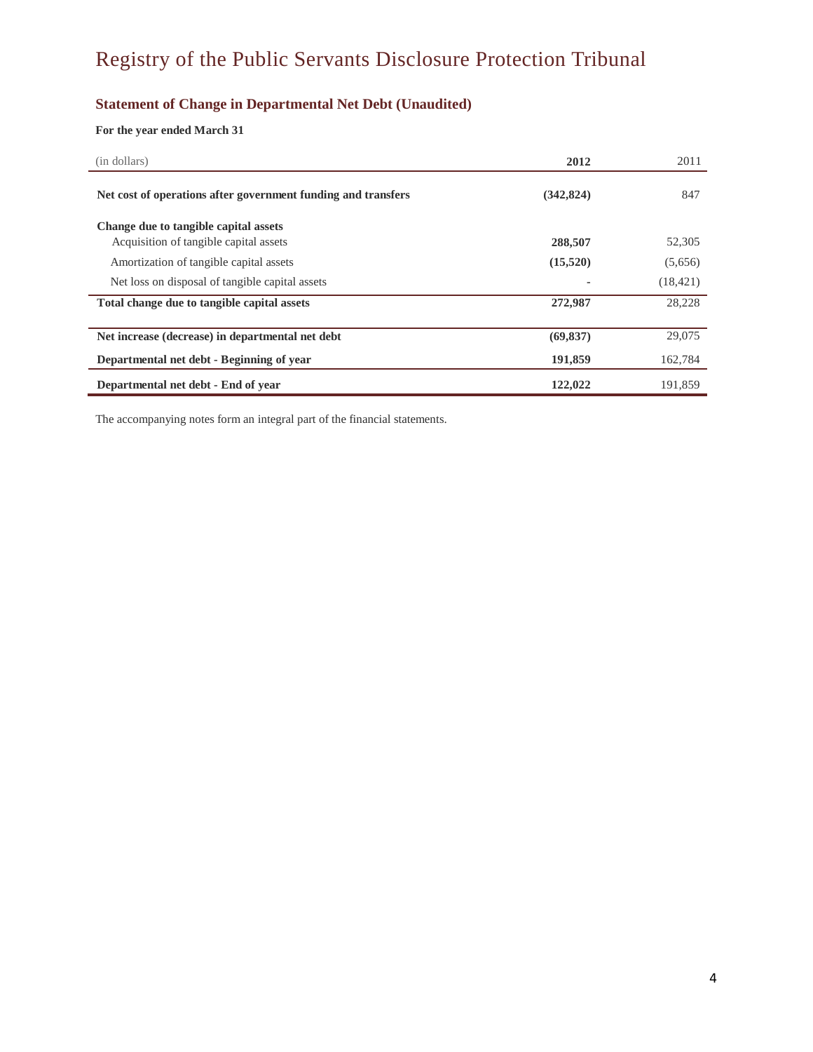# Registry of the Public Servants Disclosure Protection Tribunal

## Statement of Change in Departmental Net Debt (Unaudited)

**For the year ended March 31**

| (in dollars) | **2012** | 2011 |
|---|---|---|
| **Net cost of operations after government funding and transfers** | **(342,824)** | 847 |
| **Change due to tangible capital assets** | | |
| Acquisition of tangible capital assets | **288,507** | 52,305 |
| Amortization of tangible capital assets | **(15,520)** | (5,656) |
| Net loss on disposal of tangible capital assets | **-** | (18,421) |
| **Total change due to tangible capital assets** | **272,987** | 28,228 |
| **Net increase (decrease) in departmental net debt** | **(69,837)** | 29,075 |
| **Departmental net debt - Beginning of year** | **191,859** | 162,784 |
| **Departmental net debt - End of year** | **122,022** | 191,859 |

The accompanying notes form an integral part of the financial statements.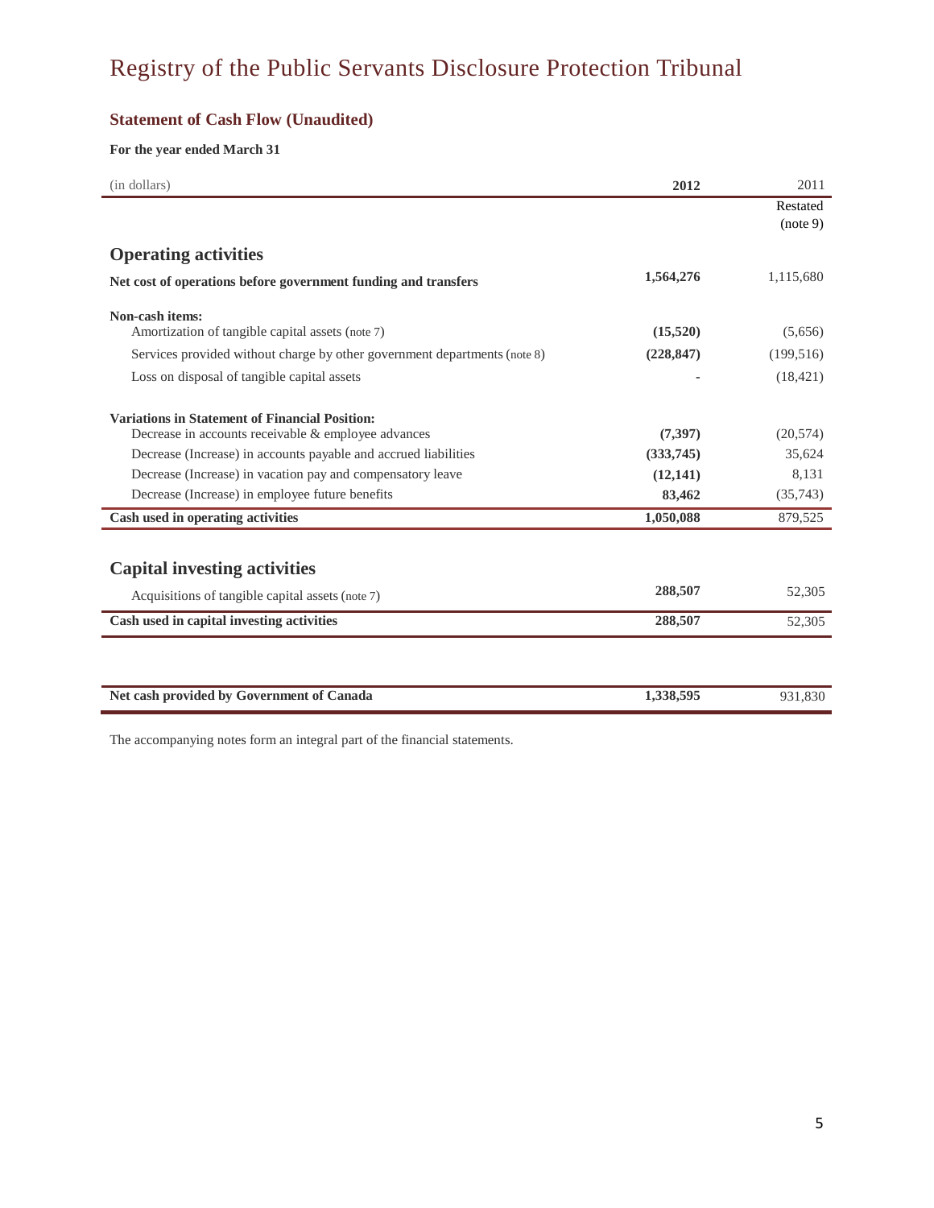# Registry of the Public Servants Disclosure Protection Tribunal

## Statement of Cash Flow (Unaudited)

**For the year ended March 31**

| (in dollars) | **2012** | 2011 Restated (note 9) |
|---|---|---|
| **Operating activities** | | |
| **Net cost of operations before government funding and transfers** | **1,564,276** | 1,115,680 |
| **Non-cash items:** | | |
| Amortization of tangible capital assets (note 7) | **(15,520)** | (5,656) |
| Services provided without charge by other government departments (note 8) | **(228,847)** | (199,516) |
| Loss on disposal of tangible capital assets | **-** | (18,421) |
| **Variations in Statement of Financial Position:** | | |
| Decrease in accounts receivable & employee advances | **(7,397)** | (20,574) |
| Decrease (Increase) in accounts payable and accrued liabilities | **(333,745)** | 35,624 |
| Decrease (Increase) in vacation pay and compensatory leave | **(12,141)** | 8,131 |
| Decrease (Increase) in employee future benefits | **83,462** | (35,743) |
| **Cash used in operating activities** | **1,050,088** | 879,525 |
| **Capital investing activities** | | |
| Acquisitions of tangible capital assets (note 7) | **288,507** | 52,305 |
| **Cash used in capital investing activities** | **288,507** | 52,305 |
| **Net cash provided by Government of Canada** | **1,338,595** | 931,830 |

The accompanying notes form an integral part of the financial statements.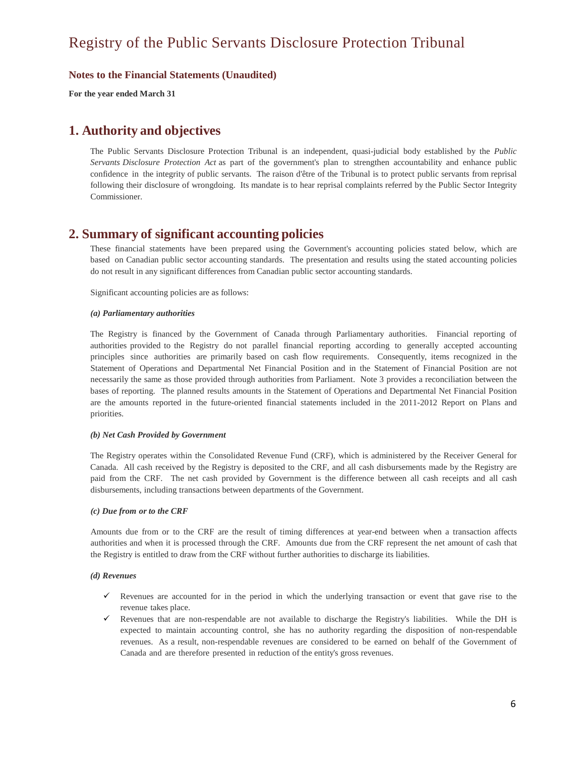# Registry of the Public Servants Disclosure Protection Tribunal

### Notes to the Financial Statements (Unaudited)

**For the year ended March 31**

## 1. Authority and objectives

The Public Servants Disclosure Protection Tribunal is an independent, quasi-judicial body established by the *Public Servants Disclosure Protection Act* as part of the government's plan to strengthen accountability and enhance public confidence in the integrity of public servants. The raison d'être of the Tribunal is to protect public servants from reprisal following their disclosure of wrongdoing. Its mandate is to hear reprisal complaints referred by the Public Sector Integrity Commissioner.

## 2. Summary of significant accounting policies

These financial statements have been prepared using the Government's accounting policies stated below, which are based on Canadian public sector accounting standards. The presentation and results using the stated accounting policies do not result in any significant differences from Canadian public sector accounting standards.

Significant accounting policies are as follows:

***(a) Parliamentary authorities***

The Registry is financed by the Government of Canada through Parliamentary authorities. Financial reporting of authorities provided to the Registry do not parallel financial reporting according to generally accepted accounting principles since authorities are primarily based on cash flow requirements. Consequently, items recognized in the Statement of Operations and Departmental Net Financial Position and in the Statement of Financial Position are not necessarily the same as those provided through authorities from Parliament. Note 3 provides a reconciliation between the bases of reporting. The planned results amounts in the Statement of Operations and Departmental Net Financial Position are the amounts reported in the future-oriented financial statements included in the 2011-2012 Report on Plans and priorities.

***(b) Net Cash Provided by Government***

The Registry operates within the Consolidated Revenue Fund (CRF), which is administered by the Receiver General for Canada. All cash received by the Registry is deposited to the CRF, and all cash disbursements made by the Registry are paid from the CRF. The net cash provided by Government is the difference between all cash receipts and all cash disbursements, including transactions between departments of the Government.

***(c) Due from or to the CRF***

Amounts due from or to the CRF are the result of timing differences at year-end between when a transaction affects authorities and when it is processed through the CRF. Amounts due from the CRF represent the net amount of cash that the Registry is entitled to draw from the CRF without further authorities to discharge its liabilities.

***(d) Revenues***

- ✓ Revenues are accounted for in the period in which the underlying transaction or event that gave rise to the revenue takes place.
- ✓ Revenues that are non-respendable are not available to discharge the Registry's liabilities. While the DH is expected to maintain accounting control, she has no authority regarding the disposition of non-respendable revenues. As a result, non-respendable revenues are considered to be earned on behalf of the Government of Canada and are therefore presented in reduction of the entity's gross revenues.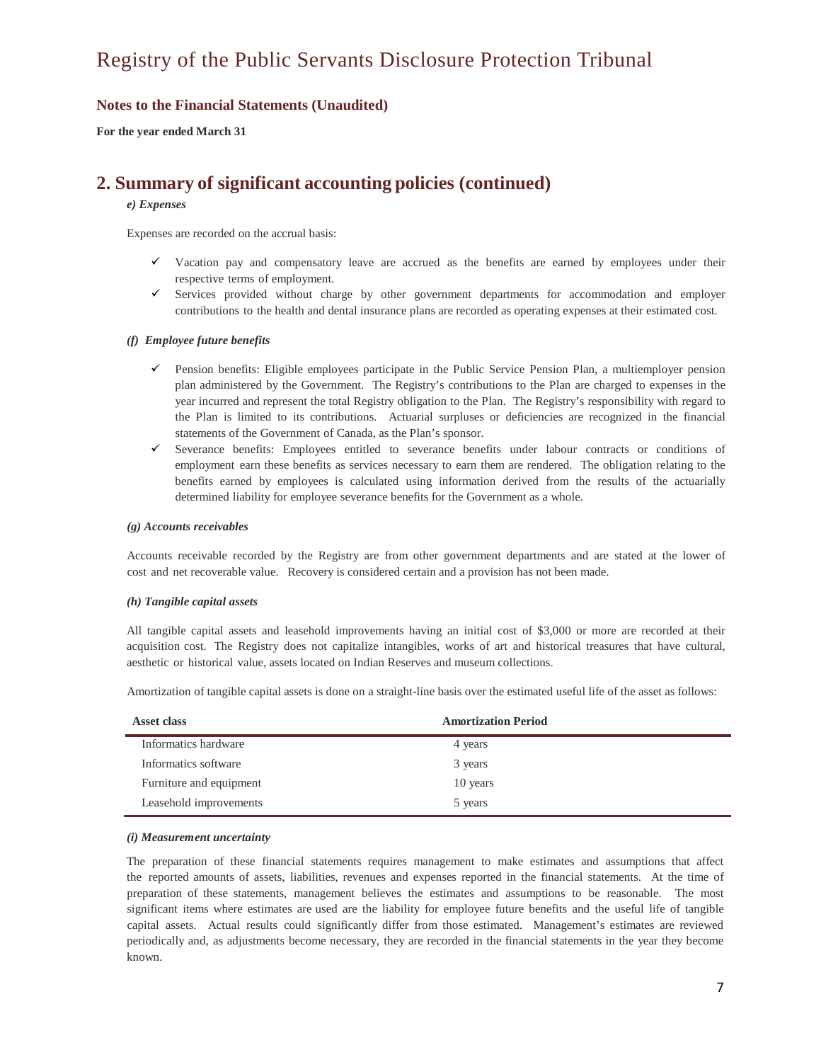# Registry of the Public Servants Disclosure Protection Tribunal

## Notes to the Financial Statements (Unaudited)

**For the year ended March 31**

## 2. Summary of significant accounting policies (continued)

***e) Expenses***

Expenses are recorded on the accrual basis:

- ✓ Vacation pay and compensatory leave are accrued as the benefits are earned by employees under their respective terms of employment.
- ✓ Services provided without charge by other government departments for accommodation and employer contributions to the health and dental insurance plans are recorded as operating expenses at their estimated cost.

***(f) Employee future benefits***

- ✓ Pension benefits: Eligible employees participate in the Public Service Pension Plan, a multiemployer pension plan administered by the Government. The Registry's contributions to the Plan are charged to expenses in the year incurred and represent the total Registry obligation to the Plan. The Registry's responsibility with regard to the Plan is limited to its contributions. Actuarial surpluses or deficiencies are recognized in the financial statements of the Government of Canada, as the Plan's sponsor.
- ✓ Severance benefits: Employees entitled to severance benefits under labour contracts or conditions of employment earn these benefits as services necessary to earn them are rendered. The obligation relating to the benefits earned by employees is calculated using information derived from the results of the actuarially determined liability for employee severance benefits for the Government as a whole.

***(g) Accounts receivables***

Accounts receivable recorded by the Registry are from other government departments and are stated at the lower of cost and net recoverable value. Recovery is considered certain and a provision has not been made.

***(h) Tangible capital assets***

All tangible capital assets and leasehold improvements having an initial cost of $3,000 or more are recorded at their acquisition cost. The Registry does not capitalize intangibles, works of art and historical treasures that have cultural, aesthetic or historical value, assets located on Indian Reserves and museum collections.

Amortization of tangible capital assets is done on a straight-line basis over the estimated useful life of the asset as follows:

| Asset class | Amortization Period |
|---|---|
| Informatics hardware | 4 years |
| Informatics software | 3 years |
| Furniture and equipment | 10 years |
| Leasehold improvements | 5 years |

***(i) Measurement uncertainty***

The preparation of these financial statements requires management to make estimates and assumptions that affect the reported amounts of assets, liabilities, revenues and expenses reported in the financial statements. At the time of preparation of these statements, management believes the estimates and assumptions to be reasonable. The most significant items where estimates are used are the liability for employee future benefits and the useful life of tangible capital assets. Actual results could significantly differ from those estimated. Management's estimates are reviewed periodically and, as adjustments become necessary, they are recorded in the financial statements in the year they become known.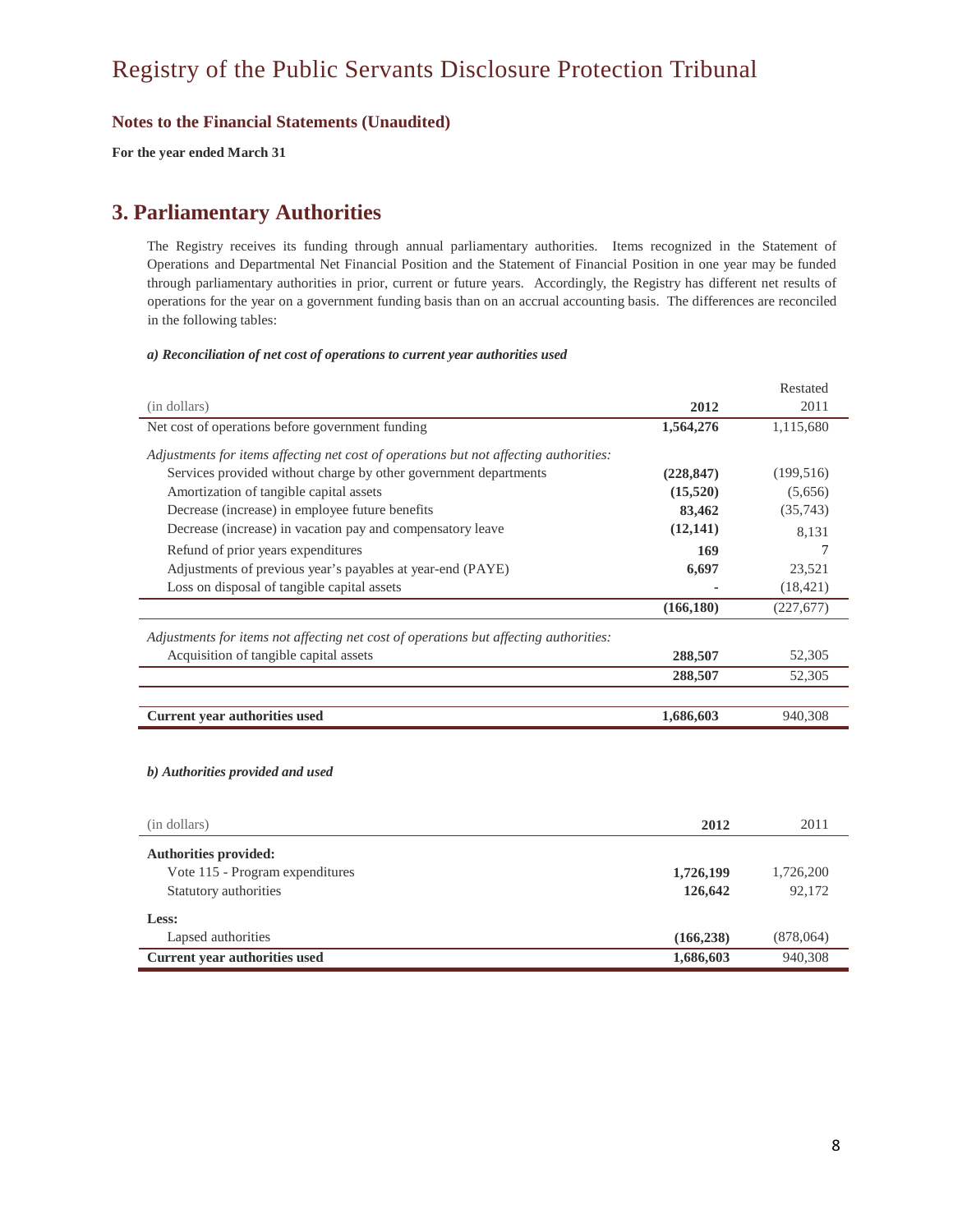# Registry of the Public Servants Disclosure Protection Tribunal

## Notes to the Financial Statements (Unaudited)

**For the year ended March 31**

## 3. Parliamentary Authorities

The Registry receives its funding through annual parliamentary authorities. Items recognized in the Statement of Operations and Departmental Net Financial Position and the Statement of Financial Position in one year may be funded through parliamentary authorities in prior, current or future years. Accordingly, the Registry has different net results of operations for the year on a government funding basis than on an accrual accounting basis. The differences are reconciled in the following tables:

***a) Reconciliation of net cost of operations to current year authorities used***

| (in dollars) | **2012** | Restated 2011 |
|---|---|---|
| Net cost of operations before government funding | **1,564,276** | 1,115,680 |
| *Adjustments for items affecting net cost of operations but not affecting authorities:* | | |
| Services provided without charge by other government departments | **(228,847)** | (199,516) |
| Amortization of tangible capital assets | **(15,520)** | (5,656) |
| Decrease (increase) in employee future benefits | **83,462** | (35,743) |
| Decrease (increase) in vacation pay and compensatory leave | **(12,141)** | 8,131 |
| Refund of prior years expenditures | **169** | 7 |
| Adjustments of previous year's payables at year-end (PAYE) | **6,697** | 23,521 |
| Loss on disposal of tangible capital assets | **-** | (18,421) |
| | **(166,180)** | (227,677) |
| *Adjustments for items not affecting net cost of operations but affecting authorities:* | | |
| Acquisition of tangible capital assets | **288,507** | 52,305 |
| | **288,507** | 52,305 |
| **Current year authorities used** | **1,686,603** | 940,308 |

***b) Authorities provided and used***

| (in dollars) | **2012** | 2011 |
|---|---|---|
| **Authorities provided:** | | |
| Vote 115 - Program expenditures | **1,726,199** | 1,726,200 |
| Statutory authorities | **126,642** | 92,172 |
| **Less:** | | |
| Lapsed authorities | **(166,238)** | (878,064) |
| **Current year authorities used** | **1,686,603** | 940,308 |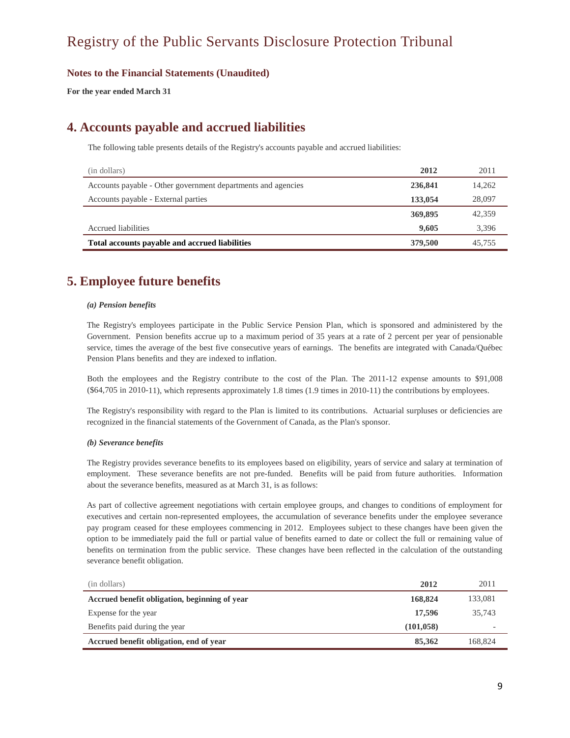# Registry of the Public Servants Disclosure Protection Tribunal

**Notes to the Financial Statements (Unaudited)**

**For the year ended March 31**

## 4. Accounts payable and accrued liabilities

The following table presents details of the Registry's accounts payable and accrued liabilities:

| (in dollars) | 2012 | 2011 |
|---|---|---|
| Accounts payable - Other government departments and agencies | **236,841** | 14,262 |
| Accounts payable - External parties | **133,054** | 28,097 |
| | **369,895** | 42,359 |
| Accrued liabilities | **9,605** | 3,396 |
| **Total accounts payable and accrued liabilities** | **379,500** | 45,755 |

## 5. Employee future benefits

***(a) Pension benefits***

The Registry's employees participate in the Public Service Pension Plan, which is sponsored and administered by the Government. Pension benefits accrue up to a maximum period of 35 years at a rate of 2 percent per year of pensionable service, times the average of the best five consecutive years of earnings. The benefits are integrated with Canada/Québec Pension Plans benefits and they are indexed to inflation.

Both the employees and the Registry contribute to the cost of the Plan. The 2011-12 expense amounts to $91,008 ($64,705 in 2010-11), which represents approximately 1.8 times (1.9 times in 2010-11) the contributions by employees.

The Registry's responsibility with regard to the Plan is limited to its contributions. Actuarial surpluses or deficiencies are recognized in the financial statements of the Government of Canada, as the Plan's sponsor.

***(b) Severance benefits***

The Registry provides severance benefits to its employees based on eligibility, years of service and salary at termination of employment. These severance benefits are not pre-funded. Benefits will be paid from future authorities. Information about the severance benefits, measured as at March 31, is as follows:

As part of collective agreement negotiations with certain employee groups, and changes to conditions of employment for executives and certain non-represented employees, the accumulation of severance benefits under the employee severance pay program ceased for these employees commencing in 2012. Employees subject to these changes have been given the option to be immediately paid the full or partial value of benefits earned to date or collect the full or remaining value of benefits on termination from the public service. These changes have been reflected in the calculation of the outstanding severance benefit obligation.

| (in dollars) | 2012 | 2011 |
|---|---|---|
| **Accrued benefit obligation, beginning of year** | **168,824** | 133,081 |
| Expense for the year | **17,596** | 35,743 |
| Benefits paid during the year | **(101,058)** | - |
| **Accrued benefit obligation, end of year** | **85,362** | 168,824 |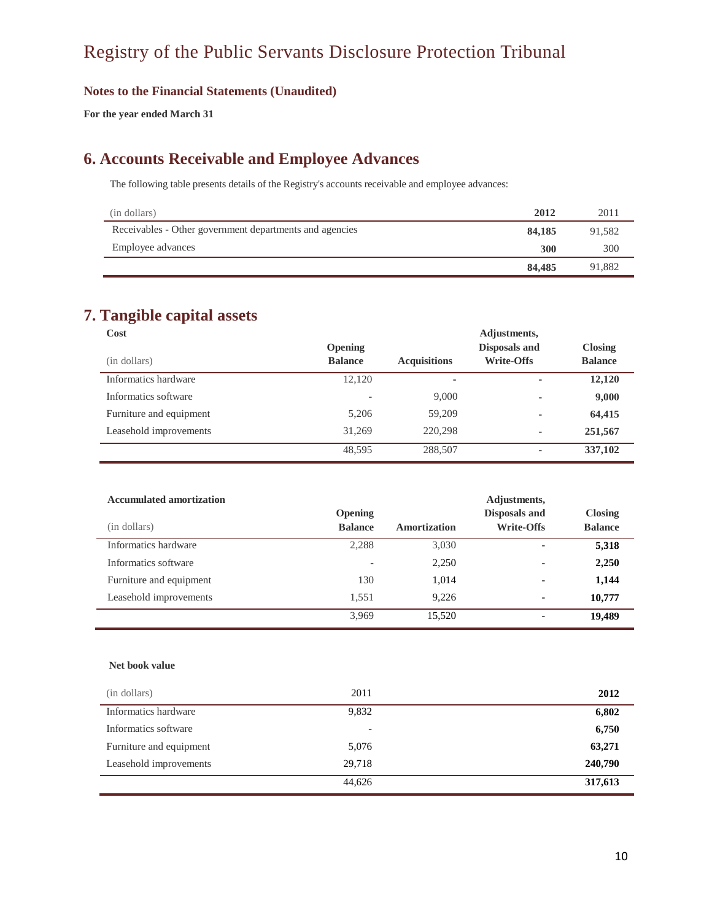# Registry of the Public Servants Disclosure Protection Tribunal

**Notes to the Financial Statements (Unaudited)**

**For the year ended March 31**

## 6. Accounts Receivable and Employee Advances

The following table presents details of the Registry's accounts receivable and employee advances:

| (in dollars) | **2012** | 2011 |
|---|---|---|
| Receivables - Other government departments and agencies | **84,185** | 91,582 |
| Employee advances | **300** | 300 |
| | **84,485** | 91,882 |

## 7. Tangible capital assets

**Cost**

| (in dollars) | Opening Balance | Acquisitions | Adjustments, Disposals and Write-Offs | Closing Balance |
|---|---|---|---|---|
| Informatics hardware | 12,120 | - | - | **12,120** |
| Informatics software | - | 9,000 | - | **9,000** |
| Furniture and equipment | 5,206 | 59,209 | - | **64,415** |
| Leasehold improvements | 31,269 | 220,298 | - | **251,567** |
| | 48,595 | 288,507 | - | **337,102** |

**Accumulated amortization**

| (in dollars) | Opening Balance | Amortization | Adjustments, Disposals and Write-Offs | Closing Balance |
|---|---|---|---|---|
| Informatics hardware | 2,288 | 3,030 | - | **5,318** |
| Informatics software | - | 2,250 | - | **2,250** |
| Furniture and equipment | 130 | 1,014 | - | **1,144** |
| Leasehold improvements | 1,551 | 9,226 | - | **10,777** |
| | 3,969 | 15,520 | - | **19,489** |

**Net book value**

| (in dollars) | 2011 | **2012** |
|---|---|---|
| Informatics hardware | 9,832 | **6,802** |
| Informatics software | - | **6,750** |
| Furniture and equipment | 5,076 | **63,271** |
| Leasehold improvements | 29,718 | **240,790** |
| | 44,626 | **317,613** |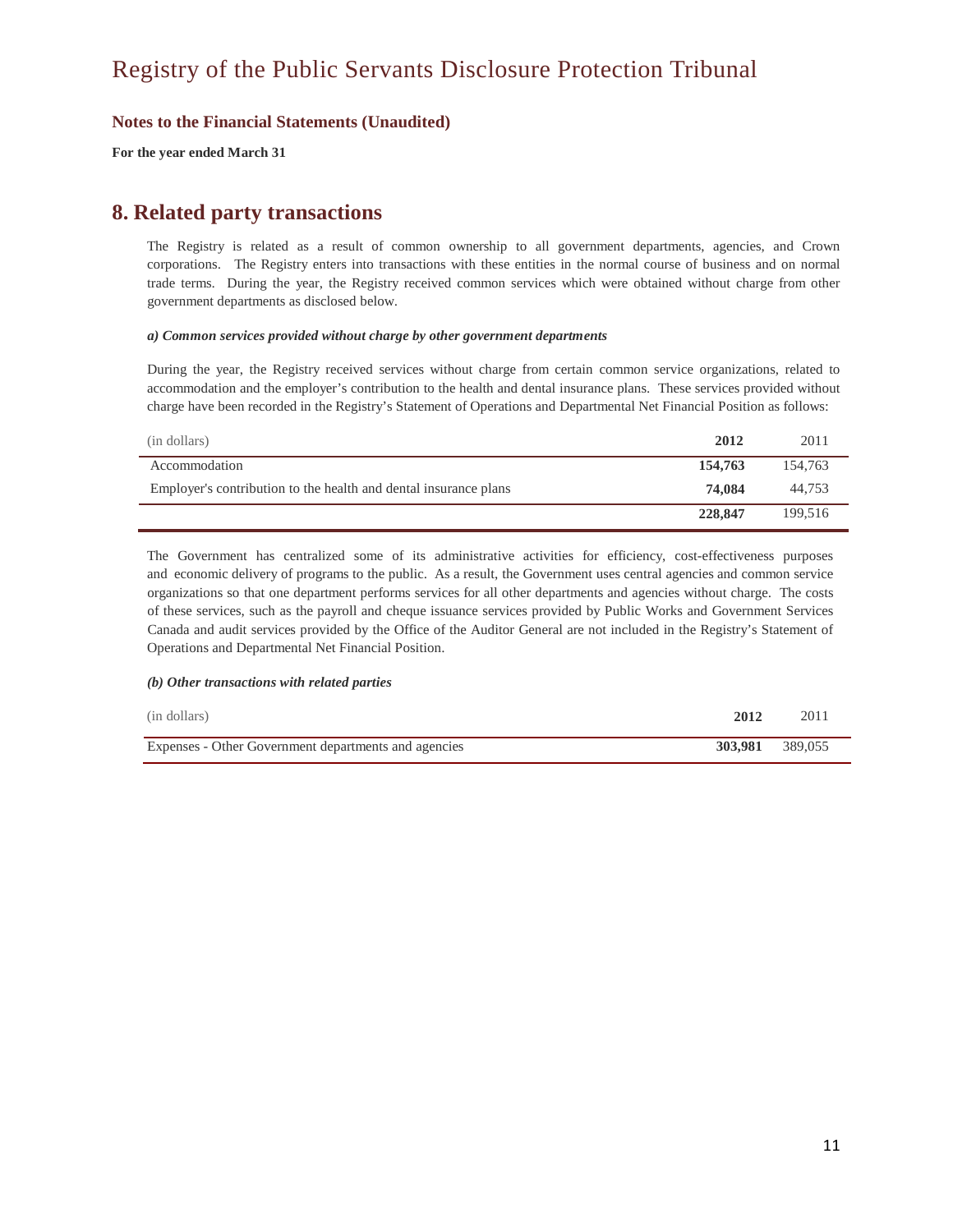# Registry of the Public Servants Disclosure Protection Tribunal

**Notes to the Financial Statements (Unaudited)**

**For the year ended March 31**

## 8. Related party transactions

The Registry is related as a result of common ownership to all government departments, agencies, and Crown corporations. The Registry enters into transactions with these entities in the normal course of business and on normal trade terms. During the year, the Registry received common services which were obtained without charge from other government departments as disclosed below.

***a) Common services provided without charge by other government departments***

During the year, the Registry received services without charge from certain common service organizations, related to accommodation and the employer's contribution to the health and dental insurance plans. These services provided without charge have been recorded in the Registry's Statement of Operations and Departmental Net Financial Position as follows:

| (in dollars) | **2012** | 2011 |
|---|---|---|
| Accommodation | **154,763** | 154,763 |
| Employer's contribution to the health and dental insurance plans | **74,084** | 44,753 |
| | **228,847** | 199,516 |

The Government has centralized some of its administrative activities for efficiency, cost-effectiveness purposes and economic delivery of programs to the public. As a result, the Government uses central agencies and common service organizations so that one department performs services for all other departments and agencies without charge. The costs of these services, such as the payroll and cheque issuance services provided by Public Works and Government Services Canada and audit services provided by the Office of the Auditor General are not included in the Registry's Statement of Operations and Departmental Net Financial Position.

***(b) Other transactions with related parties***

| (in dollars) | **2012** | 2011 |
|---|---|---|
| Expenses - Other Government departments and agencies | **303,981** | 389,055 |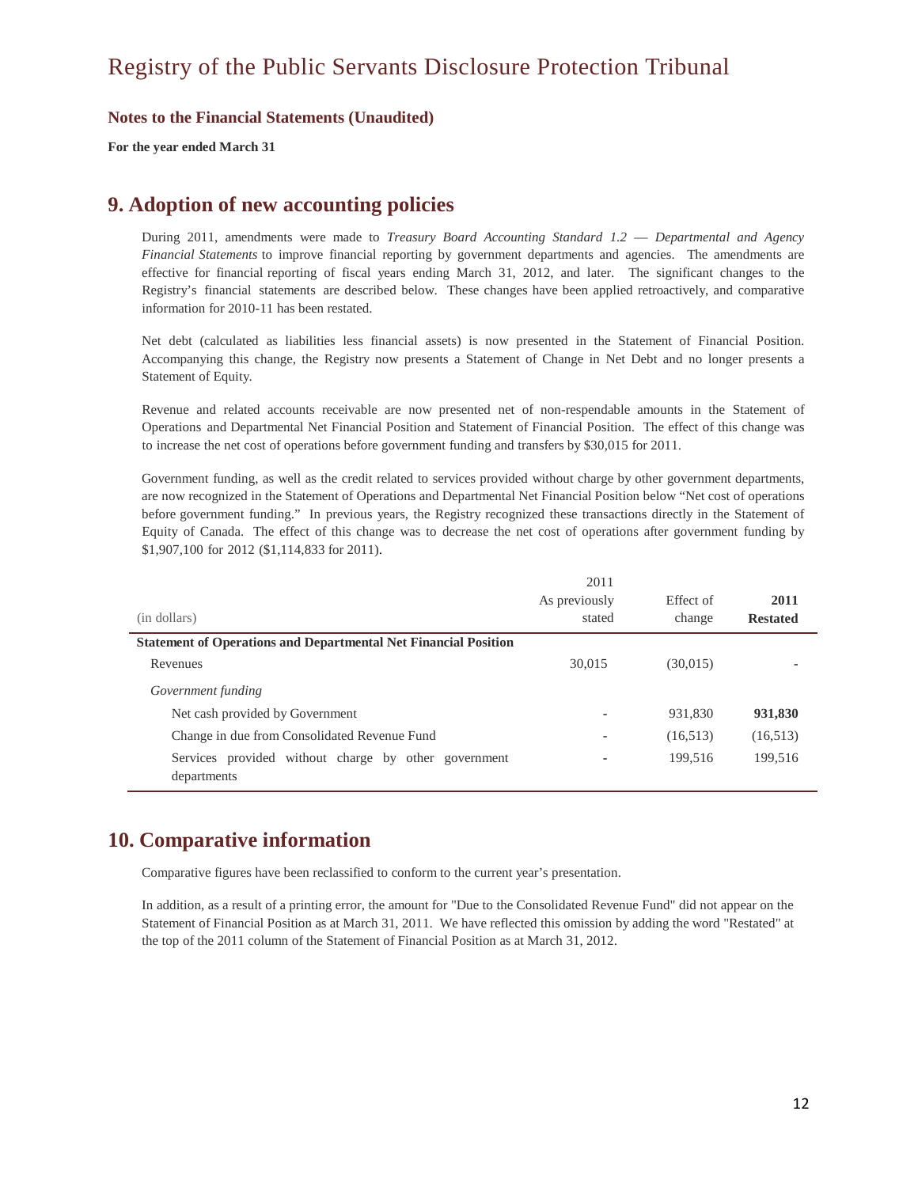# Registry of the Public Servants Disclosure Protection Tribunal

**Notes to the Financial Statements (Unaudited)**

**For the year ended March 31**

## 9. Adoption of new accounting policies

During 2011, amendments were made to *Treasury Board Accounting Standard 1.2 — Departmental and Agency Financial Statements* to improve financial reporting by government departments and agencies. The amendments are effective for financial reporting of fiscal years ending March 31, 2012, and later. The significant changes to the Registry's financial statements are described below. These changes have been applied retroactively, and comparative information for 2010-11 has been restated.

Net debt (calculated as liabilities less financial assets) is now presented in the Statement of Financial Position. Accompanying this change, the Registry now presents a Statement of Change in Net Debt and no longer presents a Statement of Equity.

Revenue and related accounts receivable are now presented net of non-respendable amounts in the Statement of Operations and Departmental Net Financial Position and Statement of Financial Position. The effect of this change was to increase the net cost of operations before government funding and transfers by $30,015 for 2011.

Government funding, as well as the credit related to services provided without charge by other government departments, are now recognized in the Statement of Operations and Departmental Net Financial Position below "Net cost of operations before government funding." In previous years, the Registry recognized these transactions directly in the Statement of Equity of Canada. The effect of this change was to decrease the net cost of operations after government funding by $1,907,100 for 2012 ($1,114,833 for 2011).

| (in dollars) | 2011 As previously stated | Effect of change | **2011 Restated** |
|---|---|---|---|
| **Statement of Operations and Departmental Net Financial Position** | | | |
| Revenues | 30,015 | (30,015) | - |
| *Government funding* | | | |
| Net cash provided by Government | - | 931,830 | **931,830** |
| Change in due from Consolidated Revenue Fund | - | (16,513) | (16,513) |
| Services provided without charge by other government departments | - | 199,516 | 199,516 |

## 10. Comparative information

Comparative figures have been reclassified to conform to the current year's presentation.

In addition, as a result of a printing error, the amount for "Due to the Consolidated Revenue Fund" did not appear on the Statement of Financial Position as at March 31, 2011. We have reflected this omission by adding the word "Restated" at the top of the 2011 column of the Statement of Financial Position as at March 31, 2012.